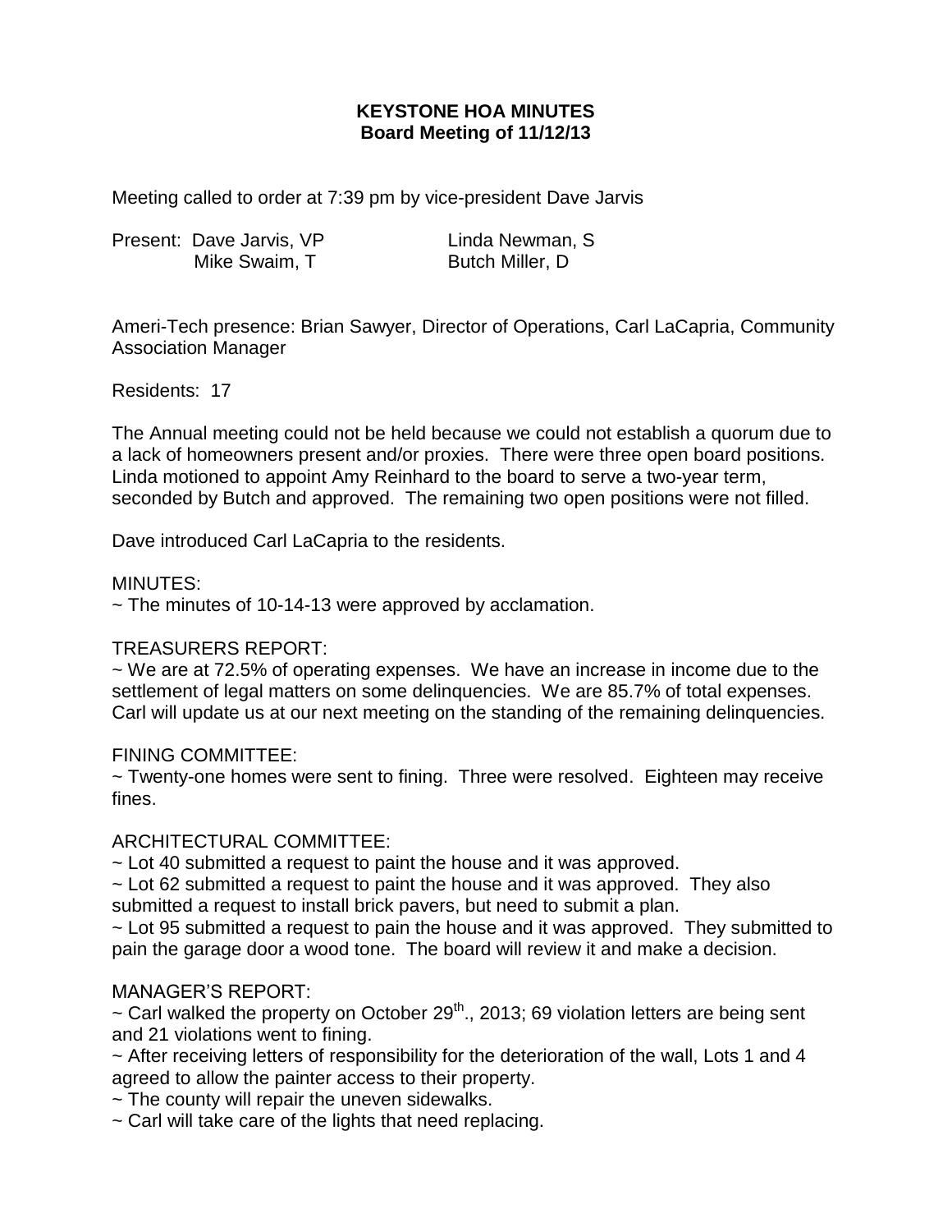# KEYSTONE HOA MINUTES
## Board Meeting of 11/12/13

Meeting called to order at 7:39 pm by vice-president Dave Jarvis

Present: Dave Jarvis, VP  
Linda Newman, S  
Mike Swaim, T  
Butch Miller, D

Ameri-Tech presence: Brian Sawyer, Director of Operations, Carl LaCapria, Community Association Manager

Residents: 17

The Annual meeting could not be held because we could not establish a quorum due to a lack of homeowners present and/or proxies. There were three open board positions. Linda motioned to appoint Amy Reinhard to the board to serve a two-year term, seconded by Butch and approved. The remaining two open positions were not filled.

Dave introduced Carl LaCapria to the residents.

MINUTES:

~ The minutes of 10-14-13 were approved by acclamation.

TREASURERS REPORT:

~ We are at 72.5% of operating expenses. We have an increase in income due to the settlement of legal matters on some delinquencies. We are 85.7% of total expenses. Carl will update us at our next meeting on the standing of the remaining delinquencies.

FINING COMMITTEE:

~ Twenty-one homes were sent to fining. Three were resolved. Eighteen may receive fines.

ARCHITECTURAL COMMITTEE:

~ Lot 40 submitted a request to paint the house and it was approved.  
~ Lot 62 submitted a request to paint the house and it was approved. They also submitted a request to install brick pavers, but need to submit a plan.  
~ Lot 95 submitted a request to pain the house and it was approved. They submitted to pain the garage door a wood tone. The board will review it and make a decision.

MANAGER'S REPORT:

~ Carl walked the property on October 29th., 2013; 69 violation letters are being sent and 21 violations went to fining.  
~ After receiving letters of responsibility for the deterioration of the wall, Lots 1 and 4 agreed to allow the painter access to their property.  
~ The county will repair the uneven sidewalks.  
~ Carl will take care of the lights that need replacing.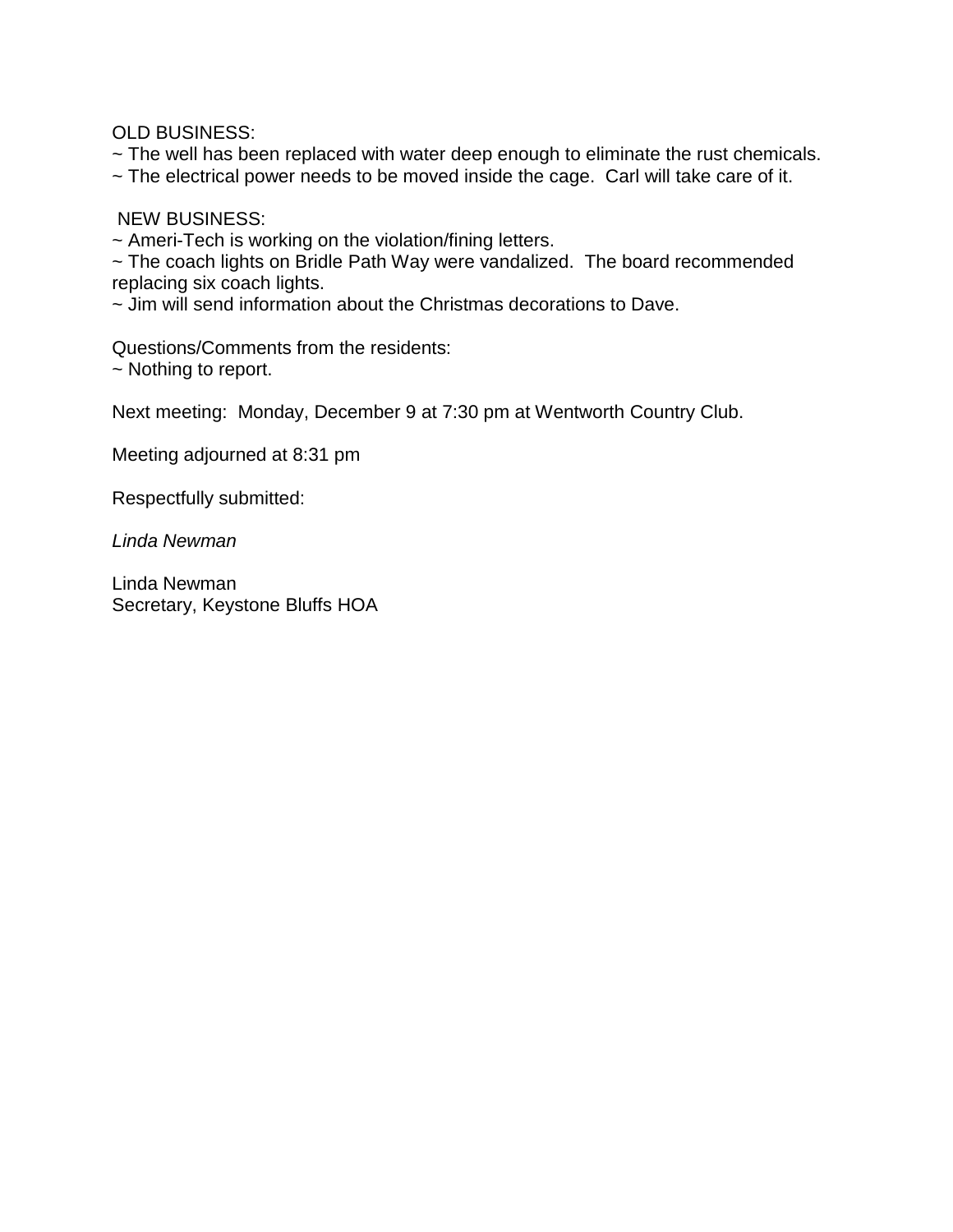OLD BUSINESS:

~ The well has been replaced with water deep enough to eliminate the rust chemicals.

~ The electrical power needs to be moved inside the cage. Carl will take care of it.

NEW BUSINESS:

~ Ameri-Tech is working on the violation/fining letters.

~ The coach lights on Bridle Path Way were vandalized. The board recommended replacing six coach lights.

~ Jim will send information about the Christmas decorations to Dave.

Questions/Comments from the residents:

~ Nothing to report.

Next meeting: Monday, December 9 at 7:30 pm at Wentworth Country Club.

Meeting adjourned at 8:31 pm

Respectfully submitted:

*Linda Newman*

Linda Newman
Secretary, Keystone Bluffs HOA